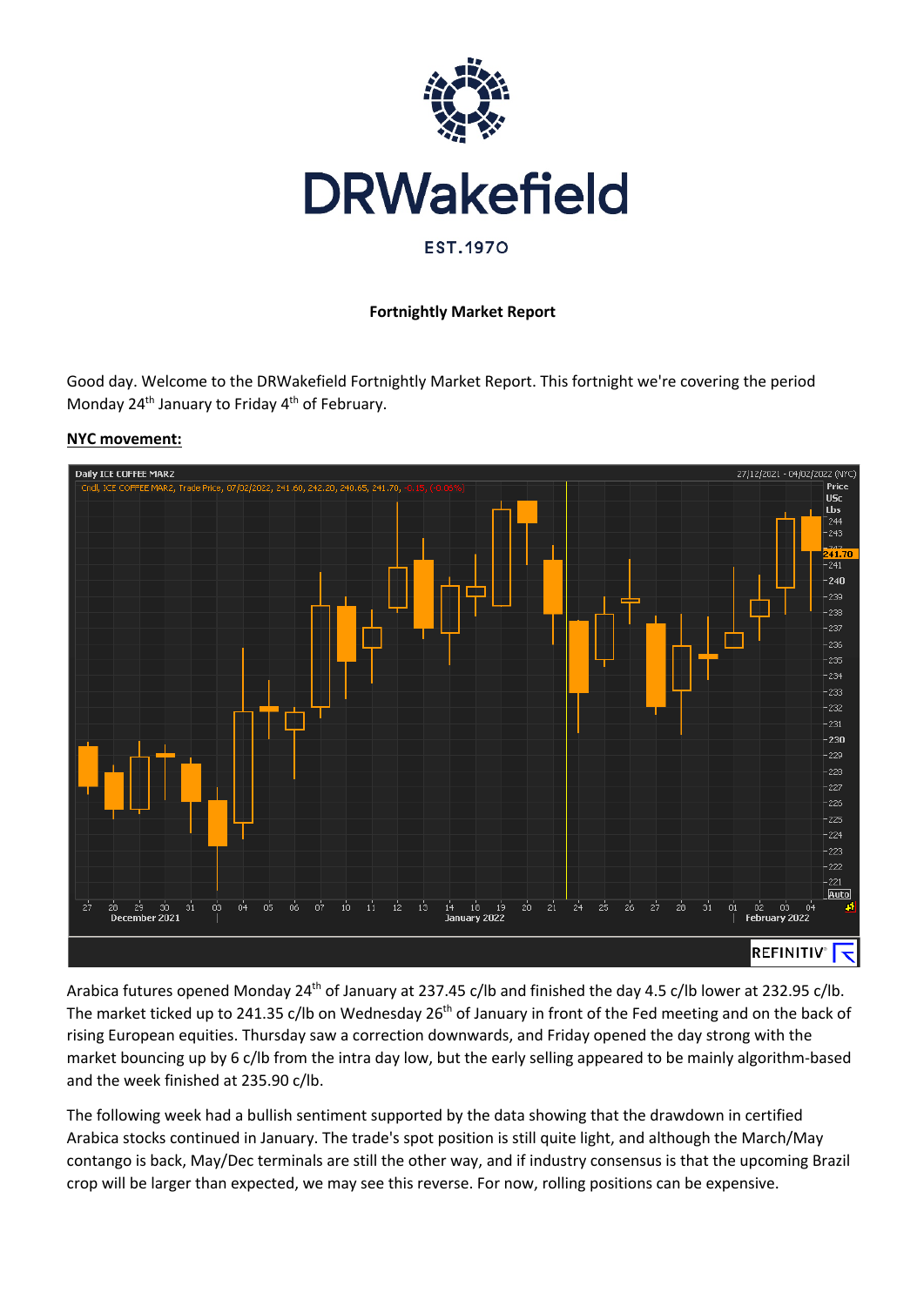DRWakefield

EST.1970

**Fortnightly Market Report**

Good day. Welcome to the DRWakefield Fortnightly Market Report. This fortnight we're covering the period Monday 24th January to Friday 4th of February.

**NYC movement:**

Arabica futures opened Monday 24th of January at 237.45 c/lb and finished the day 4.5 c/lb lower at 232.95 c/lb. The market ticked up to 241.35 c/lb on Wednesday 26th of January in front of the Fed meeting and on the back of rising European equities. Thursday saw a correction downwards, and Friday opened the day strong with the market bouncing up by 6 c/lb from the intra day low, but the early selling appeared to be mainly algorithm-based and the week finished at 235.90 c/lb.

The following week had a bullish sentiment supported by the data showing that the drawdown in certified Arabica stocks continued in January. The trade's spot position is still quite light, and although the March/May contango is back, May/Dec terminals are still the other way, and if industry consensus is that the upcoming Brazil crop will be larger than expected, we may see this reverse. For now, rolling positions can be expensive.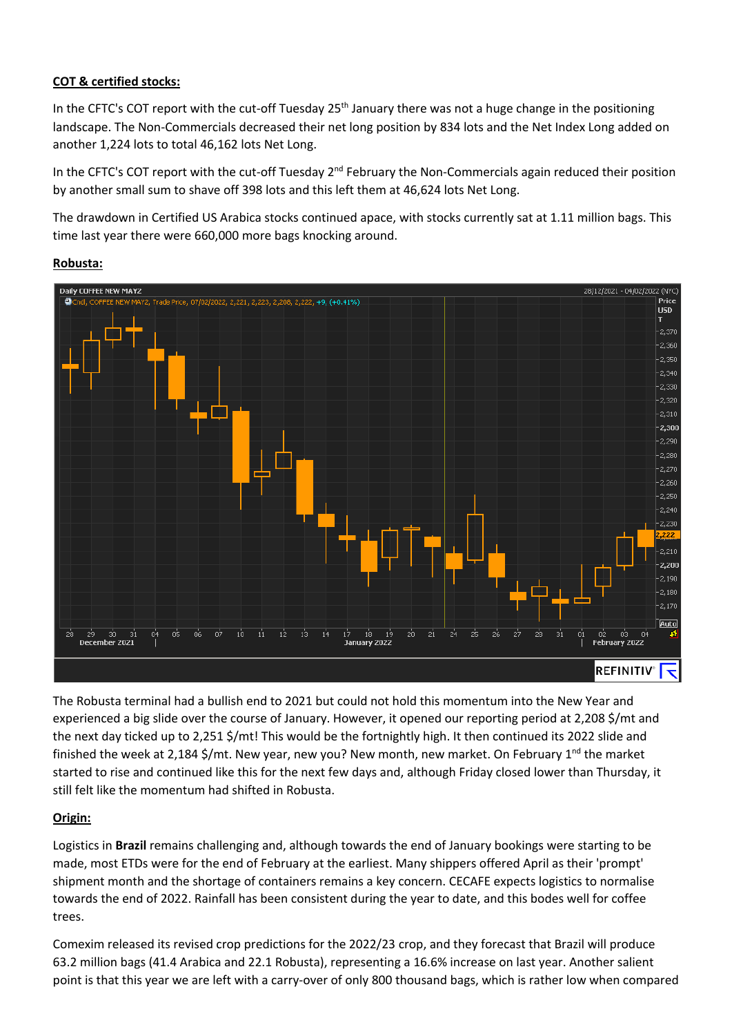**COT & certified stocks:**

In the CFTC's COT report with the cut-off Tuesday 25th January there was not a huge change in the positioning landscape. The Non-Commercials decreased their net long position by 834 lots and the Net Index Long added on another 1,224 lots to total 46,162 lots Net Long.

In the CFTC's COT report with the cut-off Tuesday 2nd February the Non-Commercials again reduced their position by another small sum to shave off 398 lots and this left them at 46,624 lots Net Long.

The drawdown in Certified US Arabica stocks continued apace, with stocks currently sat at 1.11 million bags. This time last year there were 660,000 more bags knocking around.

**Robusta:**

The Robusta terminal had a bullish end to 2021 but could not hold this momentum into the New Year and experienced a big slide over the course of January. However, it opened our reporting period at 2,208 $/mt and the next day ticked up to 2,251 $/mt! This would be the fortnightly high. It then continued its 2022 slide and finished the week at 2,184 $/mt. New year, new you? New month, new market. On February 1st the market started to rise and continued like this for the next few days and, although Friday closed lower than Thursday, it still felt like the momentum had shifted in Robusta.

**Origin:**

Logistics in **Brazil** remains challenging and, although towards the end of January bookings were starting to be made, most ETDs were for the end of February at the earliest. Many shippers offered April as their 'prompt' shipment month and the shortage of containers remains a key concern. CECAFE expects logistics to normalise towards the end of 2022. Rainfall has been consistent during the year to date, and this bodes well for coffee trees.

Comexim released its revised crop predictions for the 2022/23 crop, and they forecast that Brazil will produce 63.2 million bags (41.4 Arabica and 22.1 Robusta), representing a 16.6% increase on last year. Another salient point is that this year we are left with a carry-over of only 800 thousand bags, which is rather low when compared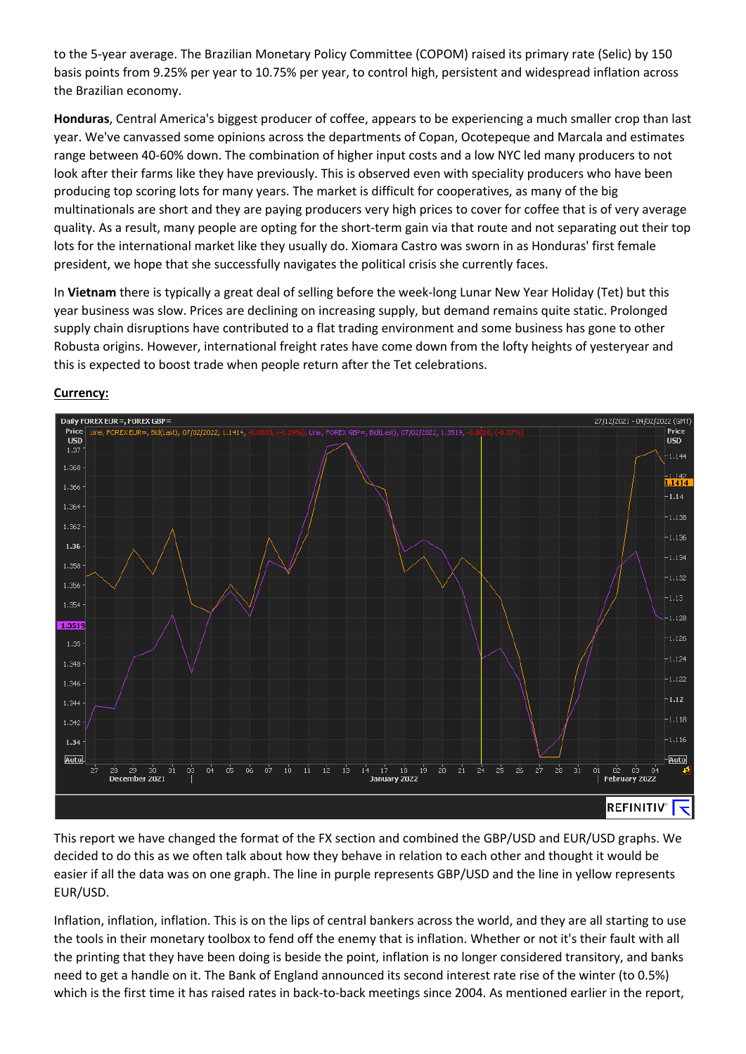to the 5-year average. The Brazilian Monetary Policy Committee (COPOM) raised its primary rate (Selic) by 150 basis points from 9.25% per year to 10.75% per year, to control high, persistent and widespread inflation across the Brazilian economy.

**Honduras**, Central America's biggest producer of coffee, appears to be experiencing a much smaller crop than last year. We've canvassed some opinions across the departments of Copan, Ocotepeque and Marcala and estimates range between 40-60% down. The combination of higher input costs and a low NYC led many producers to not look after their farms like they have previously. This is observed even with speciality producers who have been producing top scoring lots for many years. The market is difficult for cooperatives, as many of the big multinationals are short and they are paying producers very high prices to cover for coffee that is of very average quality. As a result, many people are opting for the short-term gain via that route and not separating out their top lots for the international market like they usually do. Xiomara Castro was sworn in as Honduras' first female president, we hope that she successfully navigates the political crisis she currently faces.

In **Vietnam** there is typically a great deal of selling before the week-long Lunar New Year Holiday (Tet) but this year business was slow. Prices are declining on increasing supply, but demand remains quite static. Prolonged supply chain disruptions have contributed to a flat trading environment and some business has gone to other Robusta origins. However, international freight rates have come down from the lofty heights of yesteryear and this is expected to boost trade when people return after the Tet celebrations.

**Currency:**

This report we have changed the format of the FX section and combined the GBP/USD and EUR/USD graphs. We decided to do this as we often talk about how they behave in relation to each other and thought it would be easier if all the data was on one graph. The line in purple represents GBP/USD and the line in yellow represents EUR/USD.

Inflation, inflation, inflation. This is on the lips of central bankers across the world, and they are all starting to use the tools in their monetary toolbox to fend off the enemy that is inflation. Whether or not it's their fault with all the printing that they have been doing is beside the point, inflation is no longer considered transitory, and banks need to get a handle on it. The Bank of England announced its second interest rate rise of the winter (to 0.5%) which is the first time it has raised rates in back-to-back meetings since 2004. As mentioned earlier in the report,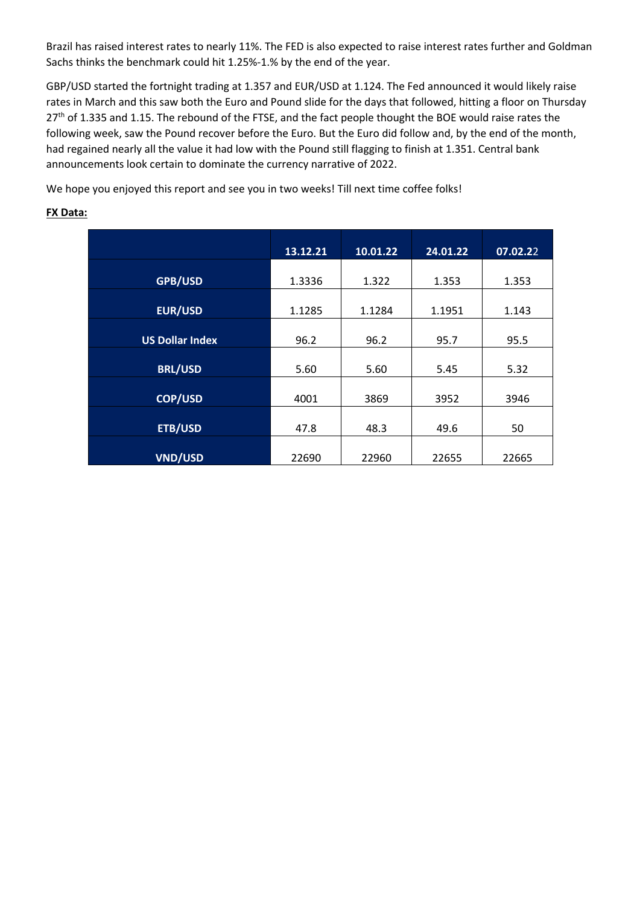Brazil has raised interest rates to nearly 11%. The FED is also expected to raise interest rates further and Goldman Sachs thinks the benchmark could hit 1.25%-1.% by the end of the year.

GBP/USD started the fortnight trading at 1.357 and EUR/USD at 1.124. The Fed announced it would likely raise rates in March and this saw both the Euro and Pound slide for the days that followed, hitting a floor on Thursday 27th of 1.335 and 1.15. The rebound of the FTSE, and the fact people thought the BOE would raise rates the following week, saw the Pound recover before the Euro. But the Euro did follow and, by the end of the month, had regained nearly all the value it had low with the Pound still flagging to finish at 1.351. Central bank announcements look certain to dominate the currency narrative of 2022.

We hope you enjoyed this report and see you in two weeks! Till next time coffee folks!

**FX Data:**

| | 13.12.21 | 10.01.22 | 24.01.22 | 07.02.22 |
|---|---|---|---|---|
| **GPB/USD** | 1.3336 | 1.322 | 1.353 | 1.353 |
| **EUR/USD** | 1.1285 | 1.1284 | 1.1951 | 1.143 |
| **US Dollar Index** | 96.2 | 96.2 | 95.7 | 95.5 |
| **BRL/USD** | 5.60 | 5.60 | 5.45 | 5.32 |
| **COP/USD** | 4001 | 3869 | 3952 | 3946 |
| **ETB/USD** | 47.8 | 48.3 | 49.6 | 50 |
| **VND/USD** | 22690 | 22960 | 22655 | 22665 |